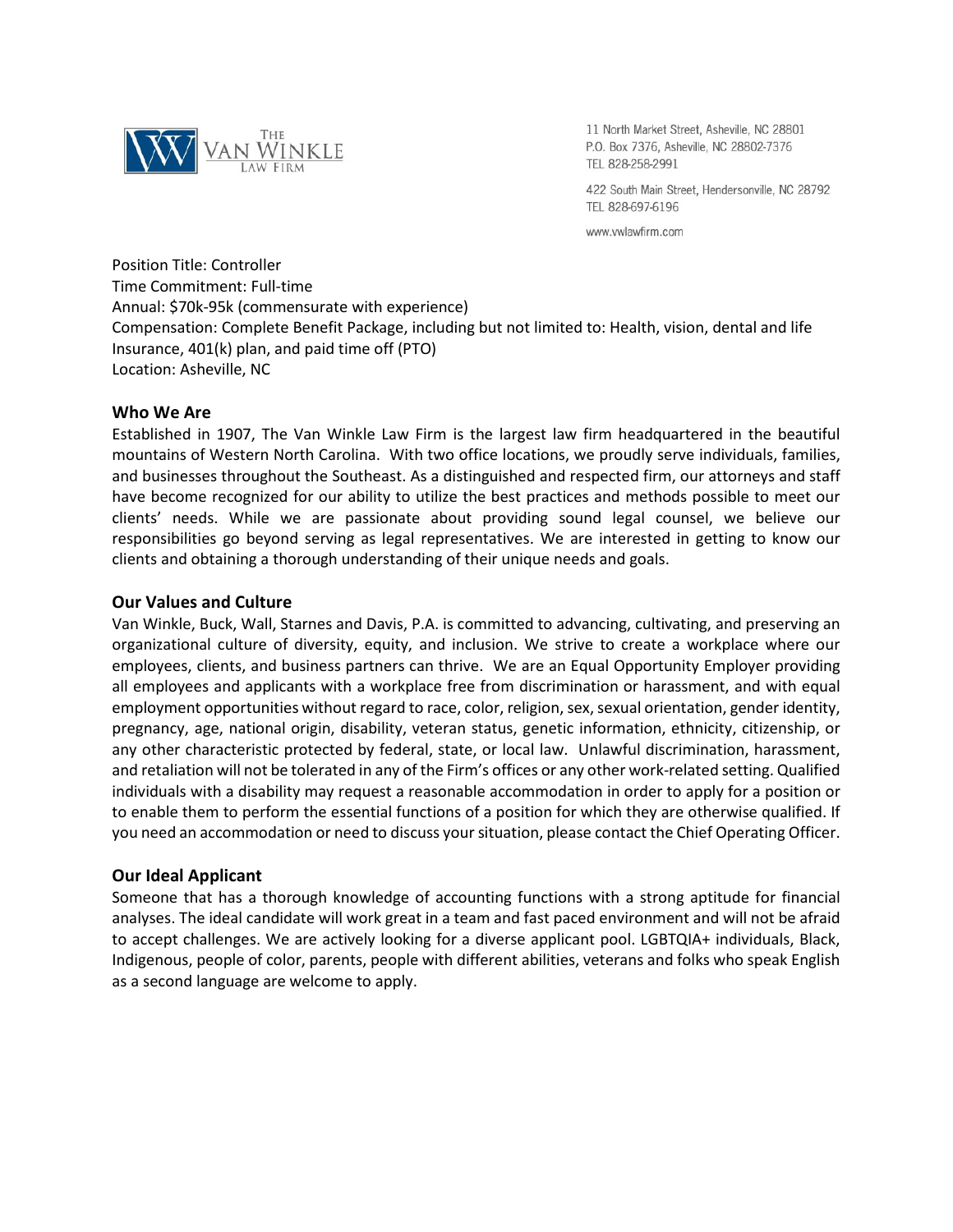THE VAN WINKLE LAW FIRM

11 North Market Street, Asheville, NC 28801
P.O. Box 7376, Asheville, NC 28802-7376
TEL 828-258-2991

422 South Main Street, Hendersonville, NC 28792
TEL 828-697-6196

www.vwlawfirm.com

Position Title: Controller
Time Commitment: Full-time
Annual: $70k-95k (commensurate with experience)
Compensation: Complete Benefit Package, including but not limited to: Health, vision, dental and life Insurance, 401(k) plan, and paid time off (PTO)
Location: Asheville, NC

## Who We Are

Established in 1907, The Van Winkle Law Firm is the largest law firm headquartered in the beautiful mountains of Western North Carolina. With two office locations, we proudly serve individuals, families, and businesses throughout the Southeast. As a distinguished and respected firm, our attorneys and staff have become recognized for our ability to utilize the best practices and methods possible to meet our clients' needs. While we are passionate about providing sound legal counsel, we believe our responsibilities go beyond serving as legal representatives. We are interested in getting to know our clients and obtaining a thorough understanding of their unique needs and goals.

## Our Values and Culture

Van Winkle, Buck, Wall, Starnes and Davis, P.A. is committed to advancing, cultivating, and preserving an organizational culture of diversity, equity, and inclusion. We strive to create a workplace where our employees, clients, and business partners can thrive. We are an Equal Opportunity Employer providing all employees and applicants with a workplace free from discrimination or harassment, and with equal employment opportunities without regard to race, color, religion, sex, sexual orientation, gender identity, pregnancy, age, national origin, disability, veteran status, genetic information, ethnicity, citizenship, or any other characteristic protected by federal, state, or local law. Unlawful discrimination, harassment, and retaliation will not be tolerated in any of the Firm's offices or any other work-related setting. Qualified individuals with a disability may request a reasonable accommodation in order to apply for a position or to enable them to perform the essential functions of a position for which they are otherwise qualified. If you need an accommodation or need to discuss your situation, please contact the Chief Operating Officer.

## Our Ideal Applicant

Someone that has a thorough knowledge of accounting functions with a strong aptitude for financial analyses. The ideal candidate will work great in a team and fast paced environment and will not be afraid to accept challenges. We are actively looking for a diverse applicant pool. LGBTQIA+ individuals, Black, Indigenous, people of color, parents, people with different abilities, veterans and folks who speak English as a second language are welcome to apply.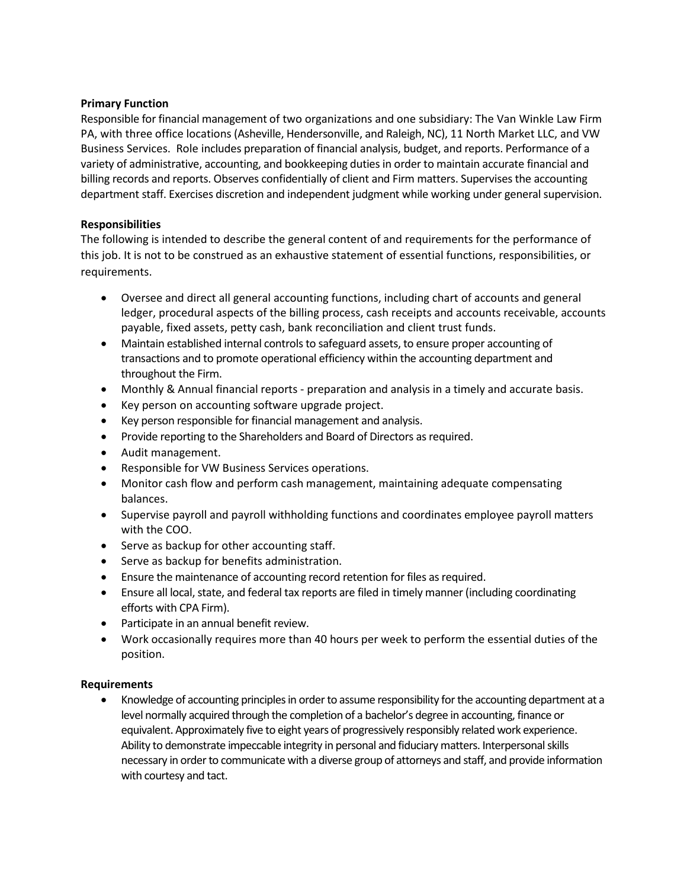**Primary Function**

Responsible for financial management of two organizations and one subsidiary: The Van Winkle Law Firm PA, with three office locations (Asheville, Hendersonville, and Raleigh, NC), 11 North Market LLC, and VW Business Services. Role includes preparation of financial analysis, budget, and reports. Performance of a variety of administrative, accounting, and bookkeeping duties in order to maintain accurate financial and billing records and reports. Observes confidentially of client and Firm matters. Supervises the accounting department staff. Exercises discretion and independent judgment while working under general supervision.

**Responsibilities**

The following is intended to describe the general content of and requirements for the performance of this job. It is not to be construed as an exhaustive statement of essential functions, responsibilities, or requirements.

- Oversee and direct all general accounting functions, including chart of accounts and general ledger, procedural aspects of the billing process, cash receipts and accounts receivable, accounts payable, fixed assets, petty cash, bank reconciliation and client trust funds.
- Maintain established internal controls to safeguard assets, to ensure proper accounting of transactions and to promote operational efficiency within the accounting department and throughout the Firm.
- Monthly & Annual financial reports - preparation and analysis in a timely and accurate basis.
- Key person on accounting software upgrade project.
- Key person responsible for financial management and analysis.
- Provide reporting to the Shareholders and Board of Directors as required.
- Audit management.
- Responsible for VW Business Services operations.
- Monitor cash flow and perform cash management, maintaining adequate compensating balances.
- Supervise payroll and payroll withholding functions and coordinates employee payroll matters with the COO.
- Serve as backup for other accounting staff.
- Serve as backup for benefits administration.
- Ensure the maintenance of accounting record retention for files as required.
- Ensure all local, state, and federal tax reports are filed in timely manner (including coordinating efforts with CPA Firm).
- Participate in an annual benefit review.
- Work occasionally requires more than 40 hours per week to perform the essential duties of the position.

**Requirements**

- Knowledge of accounting principles in order to assume responsibility for the accounting department at a level normally acquired through the completion of a bachelor's degree in accounting, finance or equivalent. Approximately five to eight years of progressively responsibly related work experience. Ability to demonstrate impeccable integrity in personal and fiduciary matters. Interpersonal skills necessary in order to communicate with a diverse group of attorneys and staff, and provide information with courtesy and tact.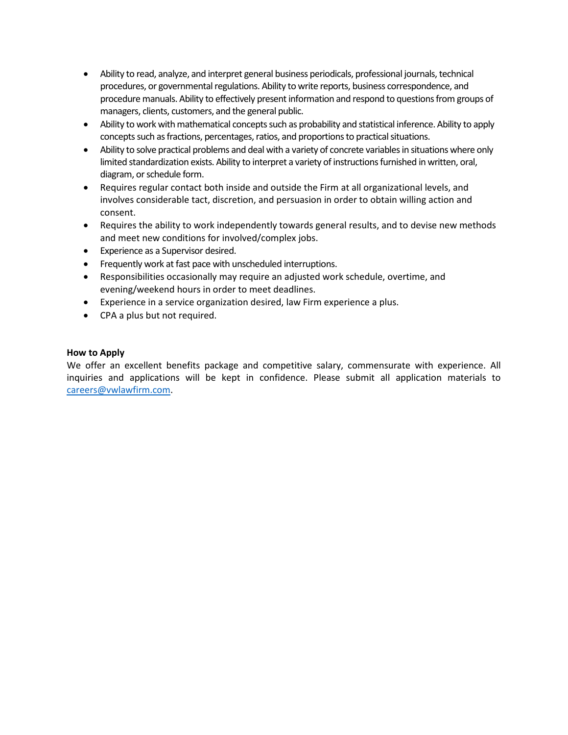- Ability to read, analyze, and interpret general business periodicals, professional journals, technical procedures, or governmental regulations. Ability to write reports, business correspondence, and procedure manuals. Ability to effectively present information and respond to questions from groups of managers, clients, customers, and the general public.
- Ability to work with mathematical concepts such as probability and statistical inference. Ability to apply concepts such as fractions, percentages, ratios, and proportions to practical situations.
- Ability to solve practical problems and deal with a variety of concrete variables in situations where only limited standardization exists. Ability to interpret a variety of instructions furnished in written, oral, diagram, or schedule form.
- Requires regular contact both inside and outside the Firm at all organizational levels, and involves considerable tact, discretion, and persuasion in order to obtain willing action and consent.
- Requires the ability to work independently towards general results, and to devise new methods and meet new conditions for involved/complex jobs.
- Experience as a Supervisor desired.
- Frequently work at fast pace with unscheduled interruptions.
- Responsibilities occasionally may require an adjusted work schedule, overtime, and evening/weekend hours in order to meet deadlines.
- Experience in a service organization desired, law Firm experience a plus.
- CPA a plus but not required.

**How to Apply**

We offer an excellent benefits package and competitive salary, commensurate with experience. All inquiries and applications will be kept in confidence. Please submit all application materials to careers@vwlawfirm.com.